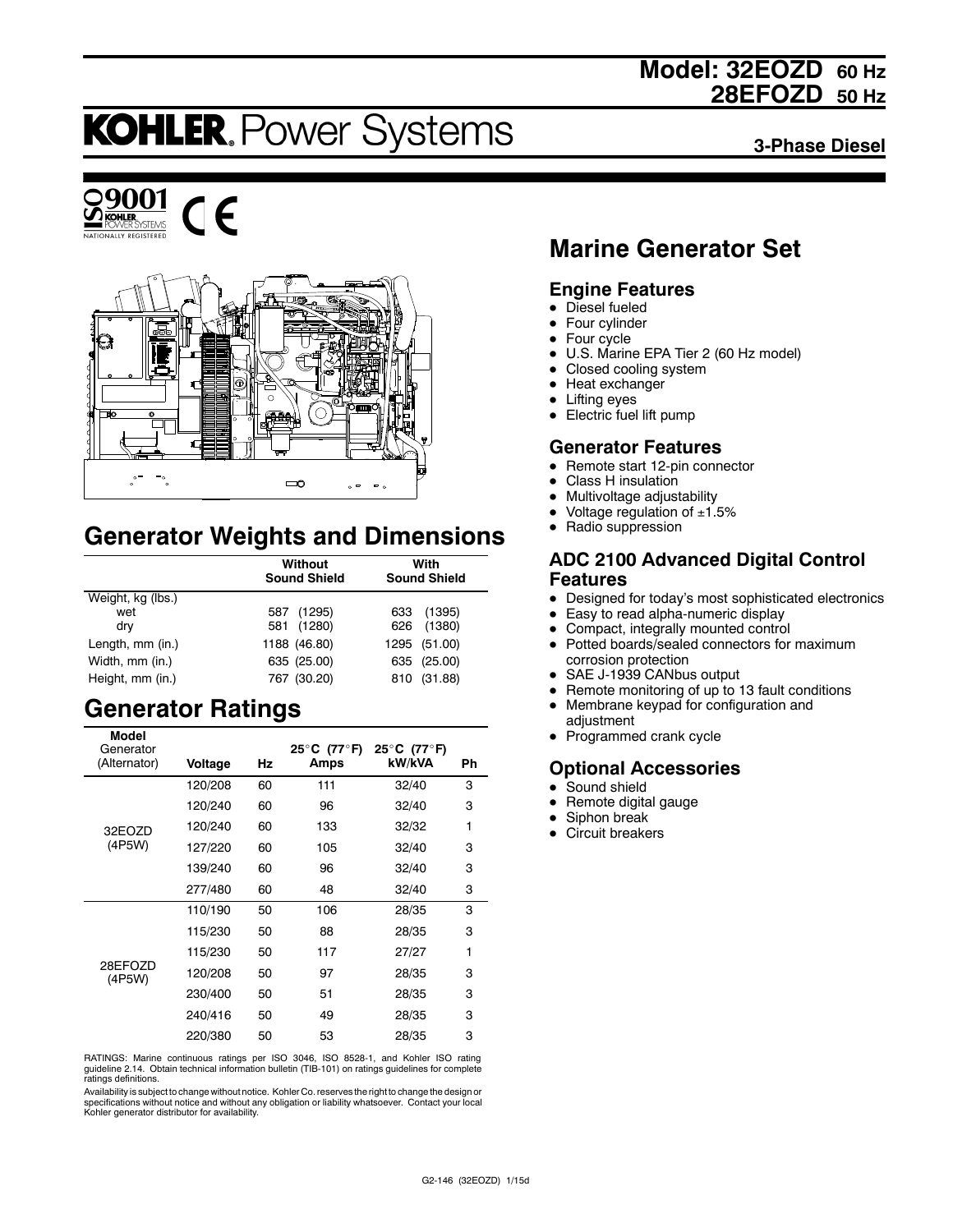# Model: 32EOZD 60 Hz
# 28EFOZD 50 Hz

# KOHLER. Power Systems

**3-Phase Diesel**

ISO 9001 KOHLER POWER SYSTEMS NATIONALLY REGISTERED

## Marine Generator Set

### Engine Features

- Diesel fueled
- Four cylinder
- Four cycle
- U.S. Marine EPA Tier 2 (60 Hz model)
- Closed cooling system
- Heat exchanger
- Lifting eyes
- Electric fuel lift pump

### Generator Features

- Remote start 12-pin connector
- Class H insulation
- Multivoltage adjustability
- Voltage regulation of ±1.5%
- Radio suppression

### ADC 2100 Advanced Digital Control Features

- Designed for today's most sophisticated electronics
- Easy to read alpha-numeric display
- Compact, integrally mounted control
- Potted boards/sealed connectors for maximum corrosion protection
- SAE J-1939 CANbus output
- Remote monitoring of up to 13 fault conditions
- Membrane keypad for configuration and adjustment
- Programmed crank cycle

### Optional Accessories

- Sound shield
- Remote digital gauge
- Siphon break
- Circuit breakers

## Generator Weights and Dimensions

| | Without Sound Shield | With Sound Shield |
|---|---|---|
| Weight, kg (lbs.) | | |
| wet | 587 (1295) | 633 (1395) |
| dry | 581 (1280) | 626 (1380) |
| Length, mm (in.) | 1188 (46.80) | 1295 (51.00) |
| Width, mm (in.) | 635 (25.00) | 635 (25.00) |
| Height, mm (in.) | 767 (30.20) | 810 (31.88) |

## Generator Ratings

| Model Generator (Alternator) | Voltage | Hz | 25°C (77°F) Amps | 25°C (77°F) kW/kVA | Ph |
|---|---|---|---|---|---|
| 32EOZD (4P5W) | 120/208 | 60 | 111 | 32/40 | 3 |
| | 120/240 | 60 | 96 | 32/40 | 3 |
| | 120/240 | 60 | 133 | 32/32 | 1 |
| | 127/220 | 60 | 105 | 32/40 | 3 |
| | 139/240 | 60 | 96 | 32/40 | 3 |
| | 277/480 | 60 | 48 | 32/40 | 3 |
| 28EFOZD (4P5W) | 110/190 | 50 | 106 | 28/35 | 3 |
| | 115/230 | 50 | 88 | 28/35 | 3 |
| | 115/230 | 50 | 117 | 27/27 | 1 |
| | 120/208 | 50 | 97 | 28/35 | 3 |
| | 230/400 | 50 | 51 | 28/35 | 3 |
| | 240/416 | 50 | 49 | 28/35 | 3 |
| | 220/380 | 50 | 53 | 28/35 | 3 |

RATINGS: Marine continuous ratings per ISO 3046, ISO 8528-1, and Kohler ISO rating guideline 2.14. Obtain technical information bulletin (TIB-101) on ratings guidelines for complete ratings definitions.

Availability is subject to change without notice. Kohler Co. reserves the right to change the design or specifications without notice and without any obligation or liability whatsoever. Contact your local Kohler generator distributor for availability.

G2-146 (32EOZD) 1/15d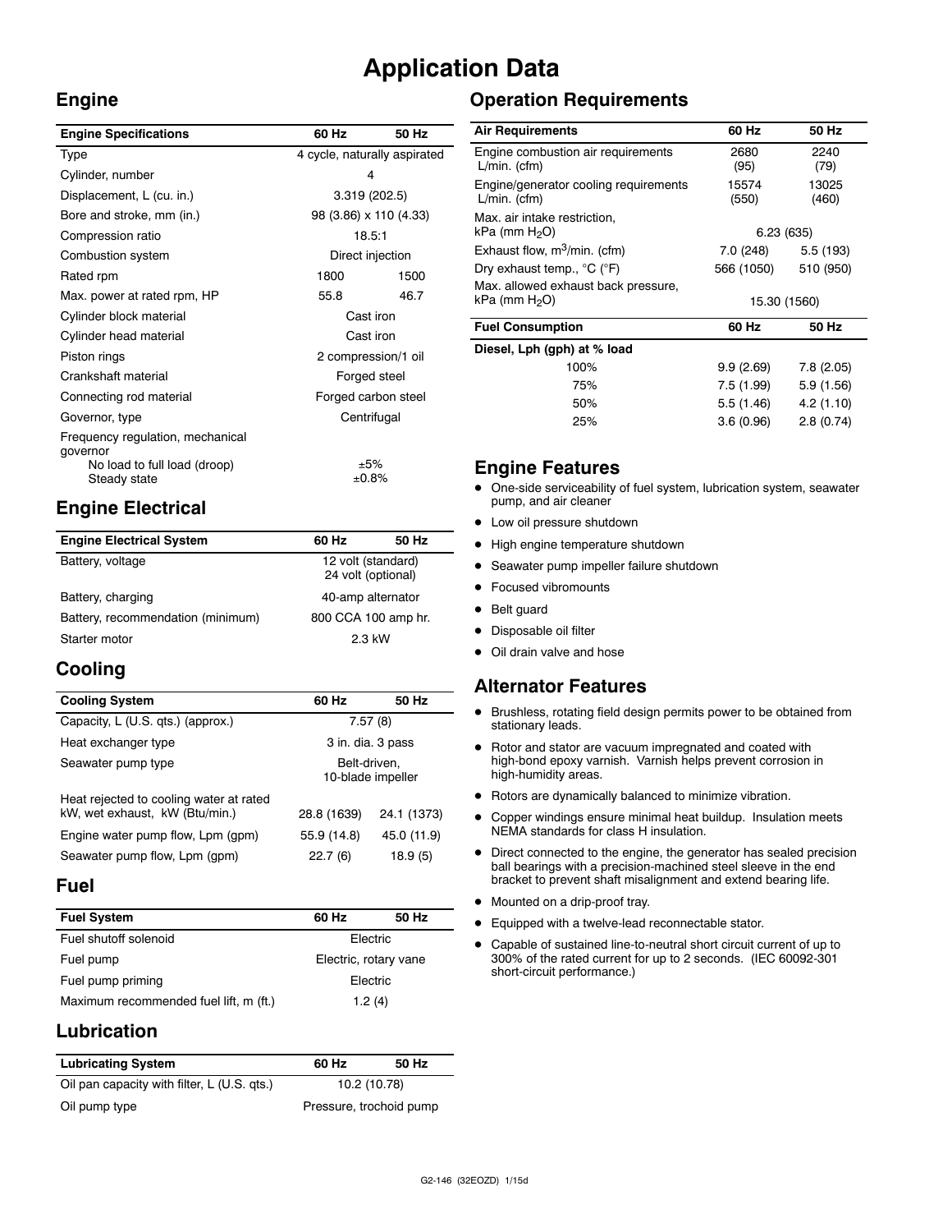# Application Data

## Engine

| Engine Specifications | 60 Hz | 50 Hz |
|---|---|---|
| Type | 4 cycle, naturally aspirated | |
| Cylinder, number | 4 | |
| Displacement, L (cu. in.) | 3.319 (202.5) | |
| Bore and stroke, mm (in.) | 98 (3.86) x 110 (4.33) | |
| Compression ratio | 18.5:1 | |
| Combustion system | Direct injection | |
| Rated rpm | 1800 | 1500 |
| Max. power at rated rpm, HP | 55.8 | 46.7 |
| Cylinder block material | Cast iron | |
| Cylinder head material | Cast iron | |
| Piston rings | 2 compression/1 oil | |
| Crankshaft material | Forged steel | |
| Connecting rod material | Forged carbon steel | |
| Governor, type | Centrifugal | |
| Frequency regulation, mechanical governor | | |
| No load to full load (droop) | ±5% | |
| Steady state | ±0.8% | |

## Engine Electrical

| Engine Electrical System | 60 Hz | 50 Hz |
|---|---|---|
| Battery, voltage | 12 volt (standard) 24 volt (optional) | |
| Battery, charging | 40-amp alternator | |
| Battery, recommendation (minimum) | 800 CCA 100 amp hr. | |
| Starter motor | 2.3 kW | |

## Cooling

| Cooling System | 60 Hz | 50 Hz |
|---|---|---|
| Capacity, L (U.S. qts.) (approx.) | 7.57 (8) | |
| Heat exchanger type | 3 in. dia. 3 pass | |
| Seawater pump type | Belt-driven, 10-blade impeller | |
| Heat rejected to cooling water at rated kW, wet exhaust, kW (Btu/min.) | 28.8 (1639) | 24.1 (1373) |
| Engine water pump flow, Lpm (gpm) | 55.9 (14.8) | 45.0 (11.9) |
| Seawater pump flow, Lpm (gpm) | 22.7 (6) | 18.9 (5) |

## Fuel

| Fuel System | 60 Hz | 50 Hz |
|---|---|---|
| Fuel shutoff solenoid | Electric | |
| Fuel pump | Electric, rotary vane | |
| Fuel pump priming | Electric | |
| Maximum recommended fuel lift, m (ft.) | 1.2 (4) | |

## Lubrication

| Lubricating System | 60 Hz | 50 Hz |
|---|---|---|
| Oil pan capacity with filter, L (U.S. qts.) | 10.2 (10.78) | |
| Oil pump type | Pressure, trochoid pump | |

## Operation Requirements

| Air Requirements | 60 Hz | 50 Hz |
|---|---|---|
| Engine combustion air requirements L/min. (cfm) | 2680 (95) | 2240 (79) |
| Engine/generator cooling requirements L/min. (cfm) | 15574 (550) | 13025 (460) |
| Max. air intake restriction, kPa (mm $H_2O$) | 6.23 (635) | |
| Exhaust flow, $m^3$/min. (cfm) | 7.0 (248) | 5.5 (193) |
| Dry exhaust temp., °C (°F) | 566 (1050) | 510 (950) |
| Max. allowed exhaust back pressure, kPa (mm $H_2O$) | 15.30 (1560) | |

| Fuel Consumption | 60 Hz | 50 Hz |
|---|---|---|
| **Diesel, Lph (gph) at % load** | | |
| 100% | 9.9 (2.69) | 7.8 (2.05) |
| 75% | 7.5 (1.99) | 5.9 (1.56) |
| 50% | 5.5 (1.46) | 4.2 (1.10) |
| 25% | 3.6 (0.96) | 2.8 (0.74) |

## Engine Features

- One-side serviceability of fuel system, lubrication system, seawater pump, and air cleaner
- Low oil pressure shutdown
- High engine temperature shutdown
- Seawater pump impeller failure shutdown
- Focused vibromounts
- Belt guard
- Disposable oil filter
- Oil drain valve and hose

## Alternator Features

- Brushless, rotating field design permits power to be obtained from stationary leads.
- Rotor and stator are vacuum impregnated and coated with high-bond epoxy varnish. Varnish helps prevent corrosion in high-humidity areas.
- Rotors are dynamically balanced to minimize vibration.
- Copper windings ensure minimal heat buildup. Insulation meets NEMA standards for class H insulation.
- Direct connected to the engine, the generator has sealed precision ball bearings with a precision-machined steel sleeve in the end bracket to prevent shaft misalignment and extend bearing life.
- Mounted on a drip-proof tray.
- Equipped with a twelve-lead reconnectable stator.
- Capable of sustained line-to-neutral short circuit current of up to 300% of the rated current for up to 2 seconds. (IEC 60092-301 short-circuit performance.)

G2-146 (32EOZD) 1/15d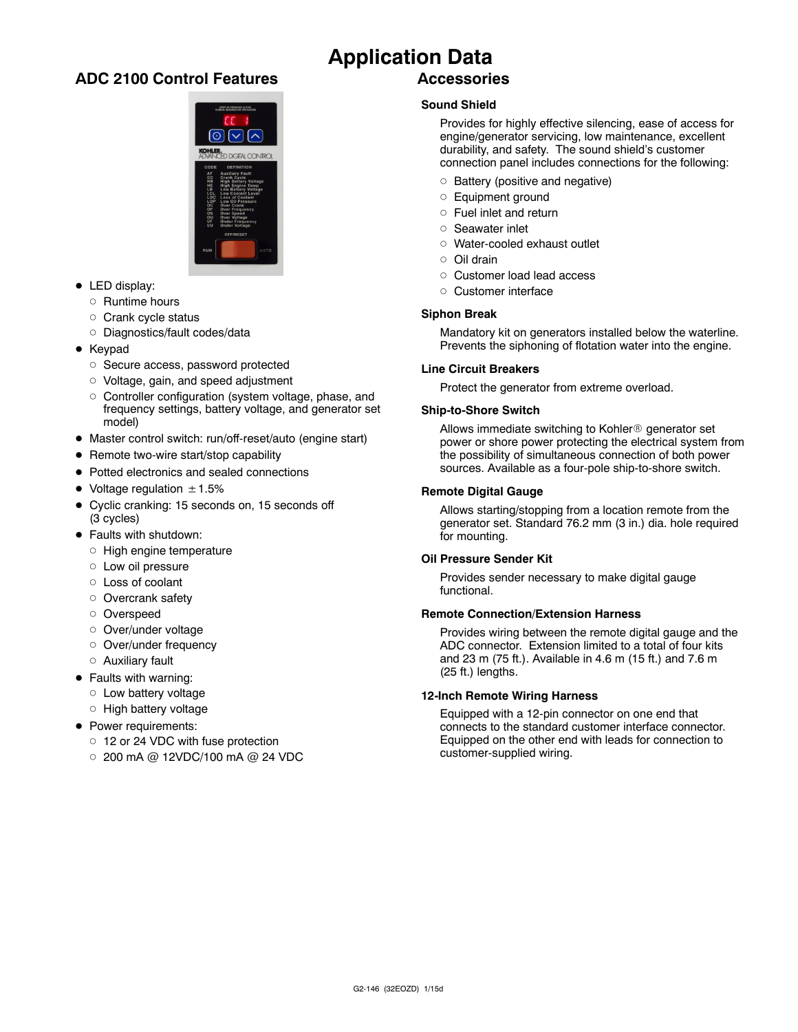# Application Data

## ADC 2100 Control Features

- LED display:
  - Runtime hours
  - Crank cycle status
  - Diagnostics/fault codes/data
- Keypad
  - Secure access, password protected
  - Voltage, gain, and speed adjustment
  - Controller configuration (system voltage, phase, and frequency settings, battery voltage, and generator set model)
- Master control switch: run/off-reset/auto (engine start)
- Remote two-wire start/stop capability
- Potted electronics and sealed connections
- Voltage regulation ±1.5%
- Cyclic cranking: 15 seconds on, 15 seconds off (3 cycles)
- Faults with shutdown:
  - High engine temperature
  - Low oil pressure
  - Loss of coolant
  - Overcrank safety
  - Overspeed
  - Over/under voltage
  - Over/under frequency
  - Auxiliary fault
- Faults with warning:
  - Low battery voltage
  - High battery voltage
- Power requirements:
  - 12 or 24 VDC with fuse protection
  - 200 mA @ 12VDC/100 mA @ 24 VDC

## Accessories

### Sound Shield

Provides for highly effective silencing, ease of access for engine/generator servicing, low maintenance, excellent durability, and safety. The sound shield's customer connection panel includes connections for the following:

- Battery (positive and negative)
- Equipment ground
- Fuel inlet and return
- Seawater inlet
- Water-cooled exhaust outlet
- Oil drain
- Customer load lead access
- Customer interface

### Siphon Break

Mandatory kit on generators installed below the waterline. Prevents the siphoning of flotation water into the engine.

### Line Circuit Breakers

Protect the generator from extreme overload.

### Ship-to-Shore Switch

Allows immediate switching to Kohler® generator set power or shore power protecting the electrical system from the possibility of simultaneous connection of both power sources. Available as a four-pole ship-to-shore switch.

### Remote Digital Gauge

Allows starting/stopping from a location remote from the generator set. Standard 76.2 mm (3 in.) dia. hole required for mounting.

### Oil Pressure Sender Kit

Provides sender necessary to make digital gauge functional.

### Remote Connection/Extension Harness

Provides wiring between the remote digital gauge and the ADC connector. Extension limited to a total of four kits and 23 m (75 ft.). Available in 4.6 m (15 ft.) and 7.6 m (25 ft.) lengths.

### 12-Inch Remote Wiring Harness

Equipped with a 12-pin connector on one end that connects to the standard customer interface connector. Equipped on the other end with leads for connection to customer-supplied wiring.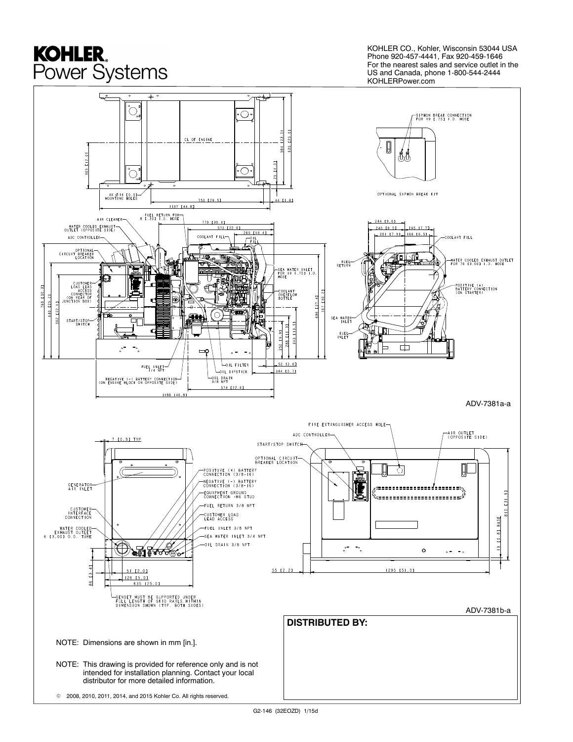# KOHLER. Power Systems

KOHLER CO., Kohler, Wisconsin 53044 USA
Phone 920-457-4441, Fax 920-459-1646
For the nearest sales and service outlet in the US and Canada, phone 1-800-544-2444
KOHLERPower.com

ADV-7381a-a

ADV-7381b-a

**DISTRIBUTED BY:**

NOTE: Dimensions are shown in mm [in.].

NOTE: This drawing is provided for reference only and is not intended for installation planning. Contact your local distributor for more detailed information.

© 2008, 2010, 2011, 2014, and 2015 Kohler Co. All rights reserved.

G2-146 (32EOZD) 1/15d